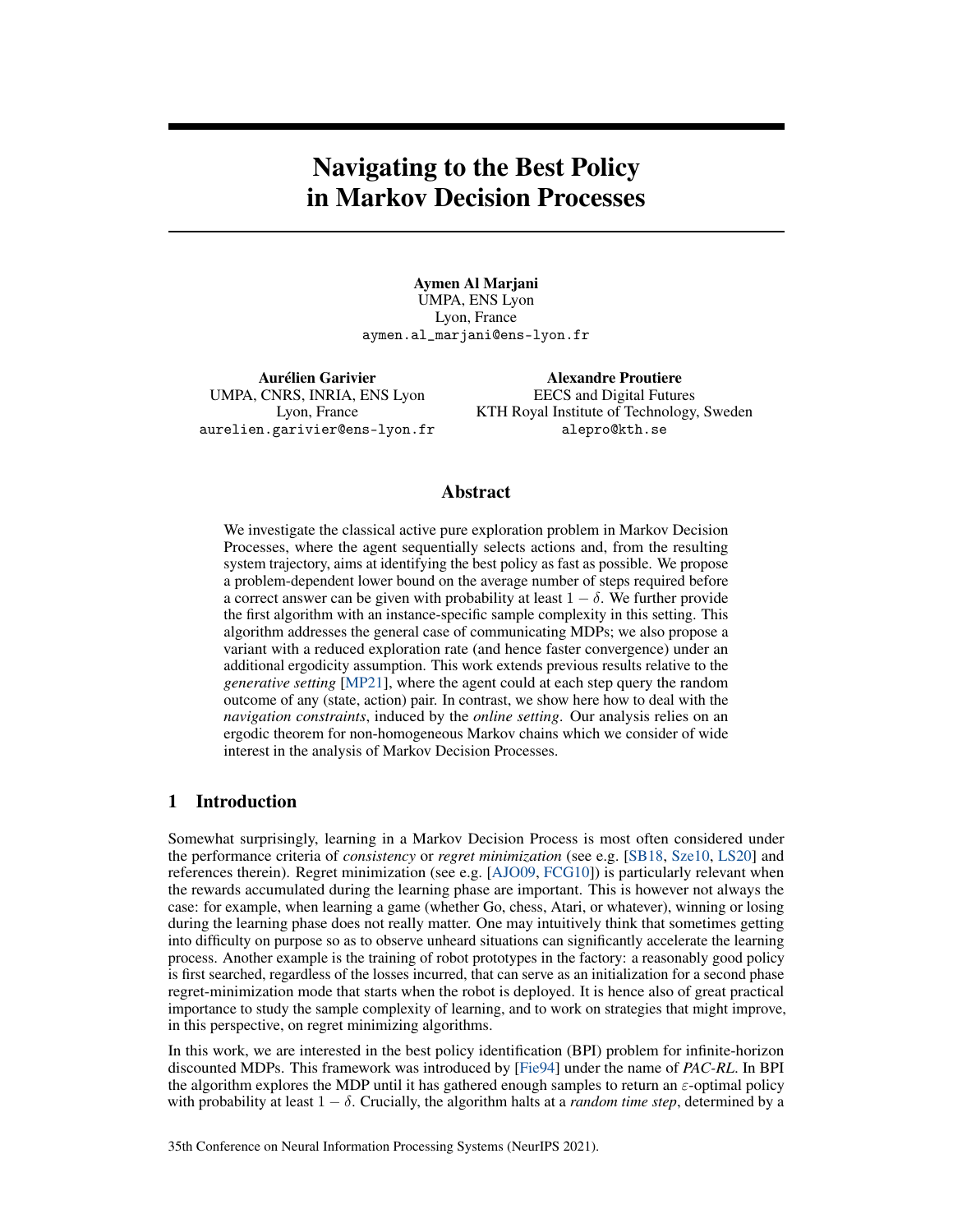# Navigating to the Best Policy in Markov Decision Processes

**Aymen Al Marjani**
UMPA, ENS Lyon
Lyon, France
aymen.al_marjani@ens-lyon.fr

**Aurélien Garivier**
UMPA, CNRS, INRIA, ENS Lyon
Lyon, France
aurelien.garivier@ens-lyon.fr

**Alexandre Proutiere**
EECS and Digital Futures
KTH Royal Institute of Technology, Sweden
alepro@kth.se

## Abstract

We investigate the classical active pure exploration problem in Markov Decision Processes, where the agent sequentially selects actions and, from the resulting system trajectory, aims at identifying the best policy as fast as possible. We propose a problem-dependent lower bound on the average number of steps required before a correct answer can be given with probability at least $1 - \delta$. We further provide the first algorithm with an instance-specific sample complexity in this setting. This algorithm addresses the general case of communicating MDPs; we also propose a variant with a reduced exploration rate (and hence faster convergence) under an additional ergodicity assumption. This work extends previous results relative to the *generative setting* [MP21], where the agent could at each step query the random outcome of any (state, action) pair. In contrast, we show here how to deal with the *navigation constraints*, induced by the *online setting*. Our analysis relies on an ergodic theorem for non-homogeneous Markov chains which we consider of wide interest in the analysis of Markov Decision Processes.

## 1 Introduction

Somewhat surprisingly, learning in a Markov Decision Process is most often considered under the performance criteria of *consistency* or *regret minimization* (see e.g. [SB18, Sze10, LS20] and references therein). Regret minimization (see e.g. [AJO09, FCG10]) is particularly relevant when the rewards accumulated during the learning phase are important. This is however not always the case: for example, when learning a game (whether Go, chess, Atari, or whatever), winning or losing during the learning phase does not really matter. One may intuitively think that sometimes getting into difficulty on purpose so as to observe unheard situations can significantly accelerate the learning process. Another example is the training of robot prototypes in the factory: a reasonably good policy is first searched, regardless of the losses incurred, that can serve as an initialization for a second phase regret-minimization mode that starts when the robot is deployed. It is hence also of great practical importance to study the sample complexity of learning, and to work on strategies that might improve, in this perspective, on regret minimizing algorithms.

In this work, we are interested in the best policy identification (BPI) problem for infinite-horizon discounted MDPs. This framework was introduced by [Fie94] under the name of *PAC-RL*. In BPI the algorithm explores the MDP until it has gathered enough samples to return an $\varepsilon$-optimal policy with probability at least $1 - \delta$. Crucially, the algorithm halts at a *random time step*, determined by a

35th Conference on Neural Information Processing Systems (NeurIPS 2021).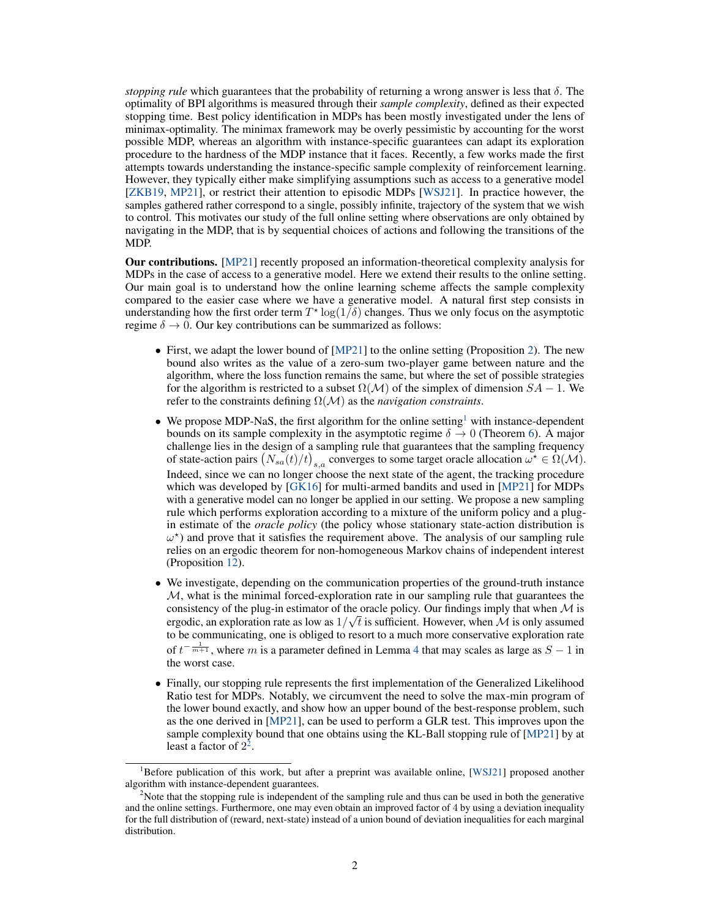*stopping rule* which guarantees that the probability of returning a wrong answer is less that $\delta$. The optimality of BPI algorithms is measured through their *sample complexity*, defined as their expected stopping time. Best policy identification in MDPs has been mostly investigated under the lens of minimax-optimality. The minimax framework may be overly pessimistic by accounting for the worst possible MDP, whereas an algorithm with instance-specific guarantees can adapt its exploration procedure to the hardness of the MDP instance that it faces. Recently, a few works made the first attempts towards understanding the instance-specific sample complexity of reinforcement learning. However, they typically either make simplifying assumptions such as access to a generative model [ZKB19, MP21], or restrict their attention to episodic MDPs [WSJ21]. In practice however, the samples gathered rather correspond to a single, possibly infinite, trajectory of the system that we wish to control. This motivates our study of the full online setting where observations are only obtained by navigating in the MDP, that is by sequential choices of actions and following the transitions of the MDP.

**Our contributions.** [MP21] recently proposed an information-theoretical complexity analysis for MDPs in the case of access to a generative model. Here we extend their results to the online setting. Our main goal is to understand how the online learning scheme affects the sample complexity compared to the easier case where we have a generative model. A natural first step consists in understanding how the first order term $T^\star \log(1/\delta)$ changes. Thus we only focus on the asymptotic regime $\delta \to 0$. Our key contributions can be summarized as follows:

- First, we adapt the lower bound of [MP21] to the online setting (Proposition 2). The new bound also writes as the value of a zero-sum two-player game between nature and the algorithm, where the loss function remains the same, but where the set of possible strategies for the algorithm is restricted to a subset $\Omega(\mathcal{M})$ of the simplex of dimension $SA-1$. We refer to the constraints defining $\Omega(\mathcal{M})$ as the *navigation constraints*.
- We propose MDP-NaS, the first algorithm for the online setting[1] with instance-dependent bounds on its sample complexity in the asymptotic regime $\delta \to 0$ (Theorem 6). A major challenge lies in the design of a sampling rule that guarantees that the sampling frequency of state-action pairs $\left(N_{sa}(t)/t\right)_{s,a}$ converges to some target oracle allocation $\omega^\star \in \Omega(\mathcal{M})$. Indeed, since we can no longer choose the next state of the agent, the tracking procedure which was developed by [GK16] for multi-armed bandits and used in [MP21] for MDPs with a generative model can no longer be applied in our setting. We propose a new sampling rule which performs exploration according to a mixture of the uniform policy and a plug-in estimate of the *oracle policy* (the policy whose stationary state-action distribution is $\omega^\star$) and prove that it satisfies the requirement above. The analysis of our sampling rule relies on an ergodic theorem for non-homogeneous Markov chains of independent interest (Proposition 12).
- We investigate, depending on the communication properties of the ground-truth instance $\mathcal{M}$, what is the minimal forced-exploration rate in our sampling rule that guarantees the consistency of the plug-in estimator of the oracle policy. Our findings imply that when $\mathcal{M}$ is ergodic, an exploration rate as low as $1/\sqrt{t}$ is sufficient. However, when $\mathcal{M}$ is only assumed to be communicating, one is obliged to resort to a much more conservative exploration rate of $t^{-\frac{1}{m+1}}$, where $m$ is a parameter defined in Lemma 4 that may scales as large as $S-1$ in the worst case.
- Finally, our stopping rule represents the first implementation of the Generalized Likelihood Ratio test for MDPs. Notably, we circumvent the need to solve the max-min program of the lower bound exactly, and show how an upper bound of the best-response problem, such as the one derived in [MP21], can be used to perform a GLR test. This improves upon the sample complexity bound that one obtains using the KL-Ball stopping rule of [MP21] by at least a factor of 2[2].

[1] Before publication of this work, but after a preprint was available online, [WSJ21] proposed another algorithm with instance-dependent guarantees.

[2] Note that the stopping rule is independent of the sampling rule and thus can be used in both the generative and the online settings. Furthermore, one may even obtain an improved factor of 4 by using a deviation inequality for the full distribution of (reward, next-state) instead of a union bound of deviation inequalities for each marginal distribution.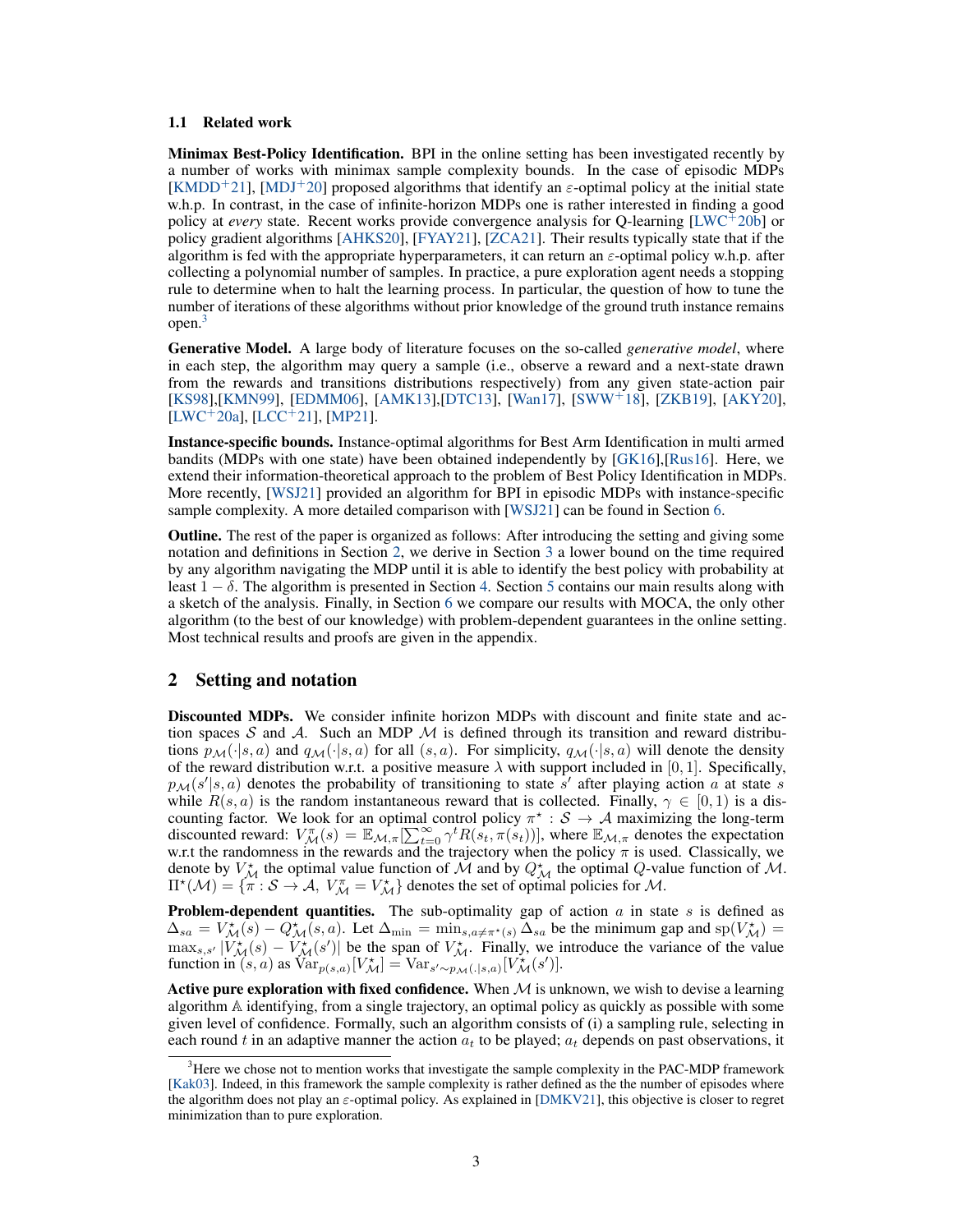### 1.1 Related work

**Minimax Best-Policy Identification.** BPI in the online setting has been investigated recently by a number of works with minimax sample complexity bounds. In the case of episodic MDPs [KMDD+21], [MDJ+20] proposed algorithms that identify an $\varepsilon$-optimal policy at the initial state w.h.p. In contrast, in the case of infinite-horizon MDPs one is rather interested in finding a good policy at *every* state. Recent works provide convergence analysis for Q-learning [LWC+20b] or policy gradient algorithms [AHKS20], [FYAY21], [ZCA21]. Their results typically state that if the algorithm is fed with the appropriate hyperparameters, it can return an $\varepsilon$-optimal policy w.h.p. after collecting a polynomial number of samples. In practice, a pure exploration agent needs a stopping rule to determine when to halt the learning process. In particular, the question of how to tune the number of iterations of these algorithms without prior knowledge of the ground truth instance remains open.[3]

**Generative Model.** A large body of literature focuses on the so-called *generative model*, where in each step, the algorithm may query a sample (i.e., observe a reward and a next-state drawn from the rewards and transitions distributions respectively) from any given state-action pair [KS98],[KMN99], [EDMM06], [AMK13],[DTC13], [Wan17], [SWW+18], [ZKB19], [AKY20], [LWC+20a], [LCC+21], [MP21].

**Instance-specific bounds.** Instance-optimal algorithms for Best Arm Identification in multi armed bandits (MDPs with one state) have been obtained independently by [GK16],[Rus16]. Here, we extend their information-theoretical approach to the problem of Best Policy Identification in MDPs. More recently, [WSJ21] provided an algorithm for BPI in episodic MDPs with instance-specific sample complexity. A more detailed comparison with [WSJ21] can be found in Section 6.

**Outline.** The rest of the paper is organized as follows: After introducing the setting and giving some notation and definitions in Section 2, we derive in Section 3 a lower bound on the time required by any algorithm navigating the MDP until it is able to identify the best policy with probability at least $1-\delta$. The algorithm is presented in Section 4. Section 5 contains our main results along with a sketch of the analysis. Finally, in Section 6 we compare our results with MOCA, the only other algorithm (to the best of our knowledge) with problem-dependent guarantees in the online setting. Most technical results and proofs are given in the appendix.

## 2 Setting and notation

**Discounted MDPs.** We consider infinite horizon MDPs with discount and finite state and action spaces $\mathcal{S}$ and $\mathcal{A}$. Such an MDP $\mathcal{M}$ is defined through its transition and reward distributions $p_{\mathcal{M}}(\cdot|s,a)$ and $q_{\mathcal{M}}(\cdot|s,a)$ for all $(s,a)$. For simplicity, $q_{\mathcal{M}}(\cdot|s,a)$ will denote the density of the reward distribution w.r.t. a positive measure $\lambda$ with support included in $[0,1]$. Specifically, $p_{\mathcal{M}}(s'|s,a)$ denotes the probability of transitioning to state $s'$ after playing action $a$ at state $s$ while $R(s,a)$ is the random instantaneous reward that is collected. Finally, $\gamma \in [0,1)$ is a discounting factor. We look for an optimal control policy $\pi^\star : \mathcal{S} \to \mathcal{A}$ maximizing the long-term discounted reward: $V_{\mathcal{M}}^{\pi}(s) = \mathbb{E}_{\mathcal{M},\pi}[\sum_{t=0}^{\infty} \gamma^t R(s_t, \pi(s_t))]$, where $\mathbb{E}_{\mathcal{M},\pi}$ denotes the expectation w.r.t the randomness in the rewards and the trajectory when the policy $\pi$ is used. Classically, we denote by $V_{\mathcal{M}}^\star$ the optimal value function of $\mathcal{M}$ and by $Q_{\mathcal{M}}^\star$ the optimal $Q$-value function of $\mathcal{M}$. $\Pi^\star(\mathcal{M}) = \{\pi : \mathcal{S} \to \mathcal{A},\ V_{\mathcal{M}}^{\pi} = V_{\mathcal{M}}^\star\}$ denotes the set of optimal policies for $\mathcal{M}$.

**Problem-dependent quantities.** The sub-optimality gap of action $a$ in state $s$ is defined as $\Delta_{sa} = V_{\mathcal{M}}^\star(s) - Q_{\mathcal{M}}^\star(s,a)$. Let $\Delta_{\min} = \min_{s, a \neq \pi^\star(s)} \Delta_{sa}$ be the minimum gap and $\mathrm{sp}(V_{\mathcal{M}}^\star) = \max_{s,s'} |V_{\mathcal{M}}^\star(s) - V_{\mathcal{M}}^\star(s')|$ be the span of $V_{\mathcal{M}}^\star$. Finally, we introduce the variance of the value function in $(s,a)$ as $\mathrm{Var}_{p(s,a)}[V_{\mathcal{M}}^\star] = \mathrm{Var}_{s' \sim p_{\mathcal{M}}(.|s,a)}[V_{\mathcal{M}}^\star(s')]$.

**Active pure exploration with fixed confidence.** When $\mathcal{M}$ is unknown, we wish to devise a learning algorithm $\mathbb{A}$ identifying, from a single trajectory, an optimal policy as quickly as possible with some given level of confidence. Formally, such an algorithm consists of (i) a sampling rule, selecting in each round $t$ in an adaptive manner the action $a_t$ to be played; $a_t$ depends on past observations, it

[3] Here we chose not to mention works that investigate the sample complexity in the PAC-MDP framework [Kak03]. Indeed, in this framework the sample complexity is rather defined as the the number of episodes where the algorithm does not play an $\varepsilon$-optimal policy. As explained in [DMKV21], this objective is closer to regret minimization than to pure exploration.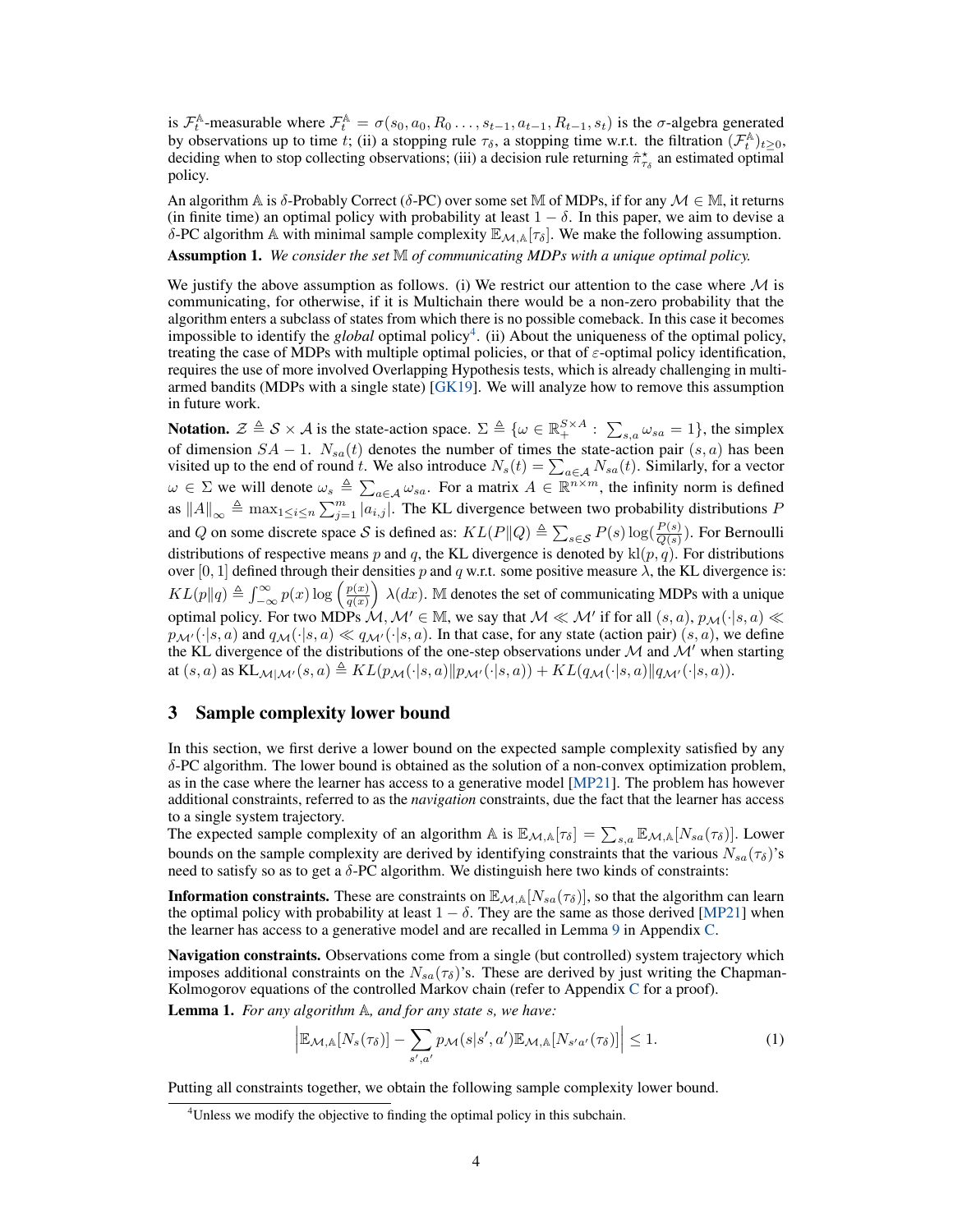is $\mathcal{F}_t^{\mathbb{A}}$-measurable where $\mathcal{F}_t^{\mathbb{A}} = \sigma(s_0, a_0, R_0 \ldots, s_{t-1}, a_{t-1}, R_{t-1}, s_t)$ is the $\sigma$-algebra generated by observations up to time $t$; (ii) a stopping rule $\tau_\delta$, a stopping time w.r.t. the filtration $(\mathcal{F}_t^{\mathbb{A}})_{t\geq 0}$, deciding when to stop collecting observations; (iii) a decision rule returning $\hat{\pi}^\star_{\tau_\delta}$ an estimated optimal policy.

An algorithm $\mathbb{A}$ is $\delta$-Probably Correct ($\delta$-PC) over some set $\mathbb{M}$ of MDPs, if for any $\mathcal{M} \in \mathbb{M}$, it returns (in finite time) an optimal policy with probability at least $1-\delta$. In this paper, we aim to devise a $\delta$-PC algorithm $\mathbb{A}$ with minimal sample complexity $\mathbb{E}_{\mathcal{M},\mathbb{A}}[\tau_\delta]$. We make the following assumption.

**Assumption 1.** *We consider the set $\mathbb{M}$ of communicating MDPs with a unique optimal policy.*

We justify the above assumption as follows. (i) We restrict our attention to the case where $\mathcal{M}$ is communicating, for otherwise, if it is Multichain there would be a non-zero probability that the algorithm enters a subclass of states from which there is no possible comeback. In this case it becomes impossible to identify the *global* optimal policy[4]. (ii) About the uniqueness of the optimal policy, treating the case of MDPs with multiple optimal policies, or that of $\varepsilon$-optimal policy identification, requires the use of more involved Overlapping Hypothesis tests, which is already challenging in multi-armed bandits (MDPs with a single state) [GK19]. We will analyze how to remove this assumption in future work.

**Notation.** $\mathcal{Z} \triangleq \mathcal{S} \times \mathcal{A}$ is the state-action space. $\Sigma \triangleq \{\omega \in \mathbb{R}_+^{S\times A} : \sum_{s,a} \omega_{sa} = 1\}$, the simplex of dimension $SA-1$. $N_{sa}(t)$ denotes the number of times the state-action pair $(s,a)$ has been visited up to the end of round $t$. We also introduce $N_s(t) = \sum_{a\in\mathcal{A}} N_{sa}(t)$. Similarly, for a vector $\omega \in \Sigma$ we will denote $\omega_s \triangleq \sum_{a\in\mathcal{A}} \omega_{sa}$. For a matrix $A \in \mathbb{R}^{n\times m}$, the infinity norm is defined as $\|A\|_\infty \triangleq \max_{1\leq i\leq n} \sum_{j=1}^m |a_{i,j}|$. The KL divergence between two probability distributions $P$ and $Q$ on some discrete space $\mathcal{S}$ is defined as: $KL(P\|Q) \triangleq \sum_{s\in\mathcal{S}} P(s)\log(\frac{P(s)}{Q(s)})$. For Bernoulli distributions of respective means $p$ and $q$, the KL divergence is denoted by $\mathrm{kl}(p,q)$. For distributions over $[0,1]$ defined through their densities $p$ and $q$ w.r.t. some positive measure $\lambda$, the KL divergence is: $KL(p\|q) \triangleq \int_{-\infty}^{\infty} p(x)\log\left(\frac{p(x)}{q(x)}\right)\lambda(dx)$. $\mathbb{M}$ denotes the set of communicating MDPs with a unique optimal policy. For two MDPs $\mathcal{M}, \mathcal{M}' \in \mathbb{M}$, we say that $\mathcal{M} \ll \mathcal{M}'$ if for all $(s,a)$, $p_{\mathcal{M}}(\cdot|s,a) \ll p_{\mathcal{M}'}(\cdot|s,a)$ and $q_{\mathcal{M}}(\cdot|s,a) \ll q_{\mathcal{M}'}(\cdot|s,a)$. In that case, for any state (action pair) $(s,a)$, we define the KL divergence of the distributions of the one-step observations under $\mathcal{M}$ and $\mathcal{M}'$ when starting at $(s,a)$ as $\mathrm{KL}_{\mathcal{M}|\mathcal{M}'}(s,a) \triangleq KL(p_{\mathcal{M}}(\cdot|s,a)\|p_{\mathcal{M}'}(\cdot|s,a)) + KL(q_{\mathcal{M}}(\cdot|s,a)\|q_{\mathcal{M}'}(\cdot|s,a))$.

## 3 Sample complexity lower bound

In this section, we first derive a lower bound on the expected sample complexity satisfied by any $\delta$-PC algorithm. The lower bound is obtained as the solution of a non-convex optimization problem, as in the case where the learner has access to a generative model [MP21]. The problem has however additional constraints, referred to as the *navigation* constraints, due the fact that the learner has access to a single system trajectory.

The expected sample complexity of an algorithm $\mathbb{A}$ is $\mathbb{E}_{\mathcal{M},\mathbb{A}}[\tau_\delta] = \sum_{s,a} \mathbb{E}_{\mathcal{M},\mathbb{A}}[N_{sa}(\tau_\delta)]$. Lower bounds on the sample complexity are derived by identifying constraints that the various $N_{sa}(\tau_\delta)$'s need to satisfy so as to get a $\delta$-PC algorithm. We distinguish here two kinds of constraints:

**Information constraints.** These are constraints on $\mathbb{E}_{\mathcal{M},\mathbb{A}}[N_{sa}(\tau_\delta)]$, so that the algorithm can learn the optimal policy with probability at least $1-\delta$. They are the same as those derived [MP21] when the learner has access to a generative model and are recalled in Lemma 9 in Appendix C.

**Navigation constraints.** Observations come from a single (but controlled) system trajectory which imposes additional constraints on the $N_{sa}(\tau_\delta)$'s. These are derived by just writing the Chapman-Kolmogorov equations of the controlled Markov chain (refer to Appendix C for a proof).

**Lemma 1.** *For any algorithm $\mathbb{A}$, and for any state $s$, we have:*

$$\left|\mathbb{E}_{\mathcal{M},\mathbb{A}}[N_s(\tau_\delta)] - \sum_{s',a'} p_{\mathcal{M}}(s|s',a')\mathbb{E}_{\mathcal{M},\mathbb{A}}[N_{s'a'}(\tau_\delta)]\right| \leq 1. \tag{1}$$

Putting all constraints together, we obtain the following sample complexity lower bound.

[4] Unless we modify the objective to finding the optimal policy in this subchain.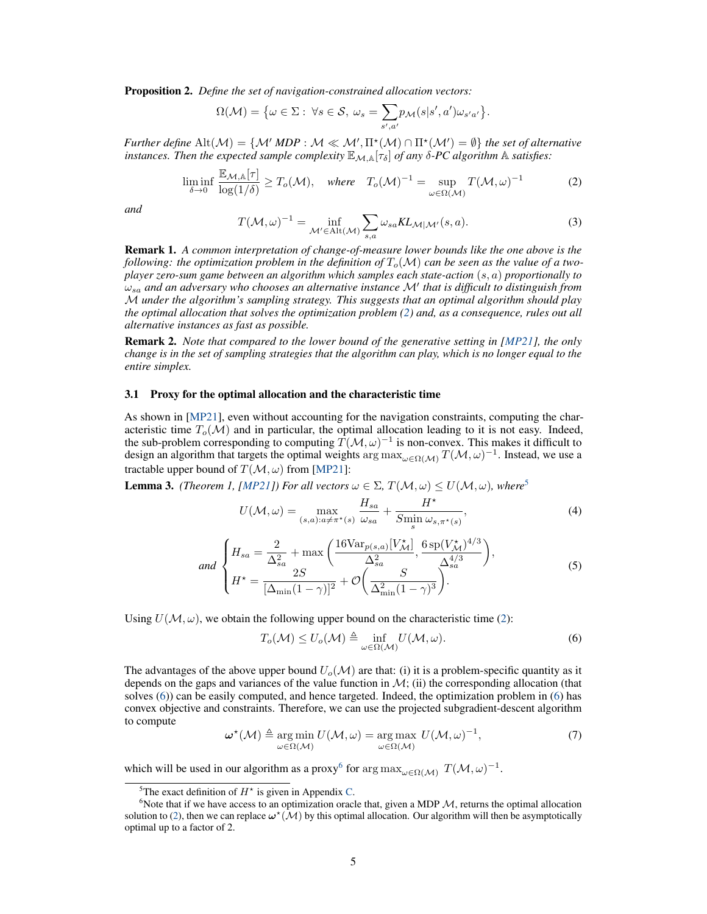**Proposition 2.** *Define the set of navigation-constrained allocation vectors:*

$$\Omega(\mathcal{M}) = \big\{\omega \in \Sigma : \ \forall s \in \mathcal{S},\ \omega_s = \sum_{s',a'} p_{\mathcal{M}}(s|s',a')\omega_{s'a'}\big\}.$$

*Further define* $\mathrm{Alt}(\mathcal{M}) = \{\mathcal{M}'$ *MDP* $: \mathcal{M} \ll \mathcal{M}', \Pi^\star(\mathcal{M}) \cap \Pi^\star(\mathcal{M}') = \emptyset\}$ *the set of alternative instances. Then the expected sample complexity* $\mathbb{E}_{\mathcal{M},\mathbb{A}}[\tau_\delta]$ *of any* $\delta$*-PC algorithm* $\mathbb{A}$ *satisfies:*

$$\liminf_{\delta\to 0} \frac{\mathbb{E}_{\mathcal{M},\mathbb{A}}[\tau]}{\log(1/\delta)} \geq T_o(\mathcal{M}), \quad \textit{where} \quad T_o(\mathcal{M})^{-1} = \sup_{\omega\in\Omega(\mathcal{M})} T(\mathcal{M},\omega)^{-1} \tag{2}$$

*and*

$$T(\mathcal{M},\omega)^{-1} = \inf_{\mathcal{M}'\in\mathrm{Alt}(\mathcal{M})} \sum_{s,a} \omega_{sa} KL_{\mathcal{M}|\mathcal{M}'}(s,a). \tag{3}$$

**Remark 1.** *A common interpretation of change-of-measure lower bounds like the one above is the following: the optimization problem in the definition of* $T_o(\mathcal{M})$ *can be seen as the value of a two-player zero-sum game between an algorithm which samples each state-action* $(s,a)$ *proportionally to* $\omega_{sa}$ *and an adversary who chooses an alternative instance* $\mathcal{M}'$ *that is difficult to distinguish from* $\mathcal{M}$ *under the algorithm's sampling strategy. This suggests that an optimal algorithm should play the optimal allocation that solves the optimization problem (2) and, as a consequence, rules out all alternative instances as fast as possible.*

**Remark 2.** *Note that compared to the lower bound of the generative setting in [MP21], the only change is in the set of sampling strategies that the algorithm can play, which is no longer equal to the entire simplex.*

### 3.1 Proxy for the optimal allocation and the characteristic time

As shown in [MP21], even without accounting for the navigation constraints, computing the characteristic time $T_o(\mathcal{M})$ and in particular, the optimal allocation leading to it is not easy. Indeed, the sub-problem corresponding to computing $T(\mathcal{M},\omega)^{-1}$ is non-convex. This makes it difficult to design an algorithm that targets the optimal weights $\arg\max_{\omega\in\Omega(\mathcal{M})} T(\mathcal{M},\omega)^{-1}$. Instead, we use a tractable upper bound of $T(\mathcal{M},\omega)$ from [MP21]:

**Lemma 3.** *(Theorem 1, [MP21]) For all vectors* $\omega \in \Sigma$, $T(\mathcal{M},\omega) \leq U(\mathcal{M},\omega)$*, where*[5]

$$U(\mathcal{M},\omega) = \max_{(s,a):a\neq\pi^\star(s)} \frac{H_{sa}}{\omega_{sa}} + \frac{H^\star}{S\min_s \omega_{s,\pi^\star(s)}}, \tag{4}$$

$$\textit{and} \quad \begin{cases} H_{sa} = \dfrac{2}{\Delta_{sa}^2} + \max\left(\dfrac{16\mathrm{Var}_{p(s,a)}[V^\star_{\mathcal{M}}]}{\Delta_{sa}^2}, \dfrac{6\,\mathrm{sp}(V^\star_{\mathcal{M}})^{4/3}}{\Delta_{sa}^{4/3}}\right), \\ H^\star = \dfrac{2S}{[\Delta_{\min}(1-\gamma)]^2} + \mathcal{O}\left(\dfrac{S}{\Delta_{\min}^2(1-\gamma)^3}\right). \end{cases} \tag{5}$$

Using $U(\mathcal{M},\omega)$, we obtain the following upper bound on the characteristic time (2):

$$T_o(\mathcal{M}) \leq U_o(\mathcal{M}) \triangleq \inf_{\omega\in\Omega(\mathcal{M})} U(\mathcal{M},\omega). \tag{6}$$

The advantages of the above upper bound $U_o(\mathcal{M})$ are that: (i) it is a problem-specific quantity as it depends on the gaps and variances of the value function in $\mathcal{M}$; (ii) the corresponding allocation (that solves (6)) can be easily computed, and hence targeted. Indeed, the optimization problem in (6) has convex objective and constraints. Therefore, we can use the projected subgradient-descent algorithm to compute

$$\boldsymbol{\omega}^\star(\mathcal{M}) \triangleq \underset{\omega\in\Omega(\mathcal{M})}{\arg\min}\, U(\mathcal{M},\omega) = \underset{\omega\in\Omega(\mathcal{M})}{\arg\max}\, U(\mathcal{M},\omega)^{-1}, \tag{7}$$

which will be used in our algorithm as a proxy[6] for $\arg\max_{\omega\in\Omega(\mathcal{M})} T(\mathcal{M},\omega)^{-1}$.

[5] The exact definition of $H^\star$ is given in Appendix C.

[6] Note that if we have access to an optimization oracle that, given a MDP $\mathcal{M}$, returns the optimal allocation solution to (2), then we can replace $\boldsymbol{\omega}^\star(\mathcal{M})$ by this optimal allocation. Our algorithm will then be asymptotically optimal up to a factor of 2.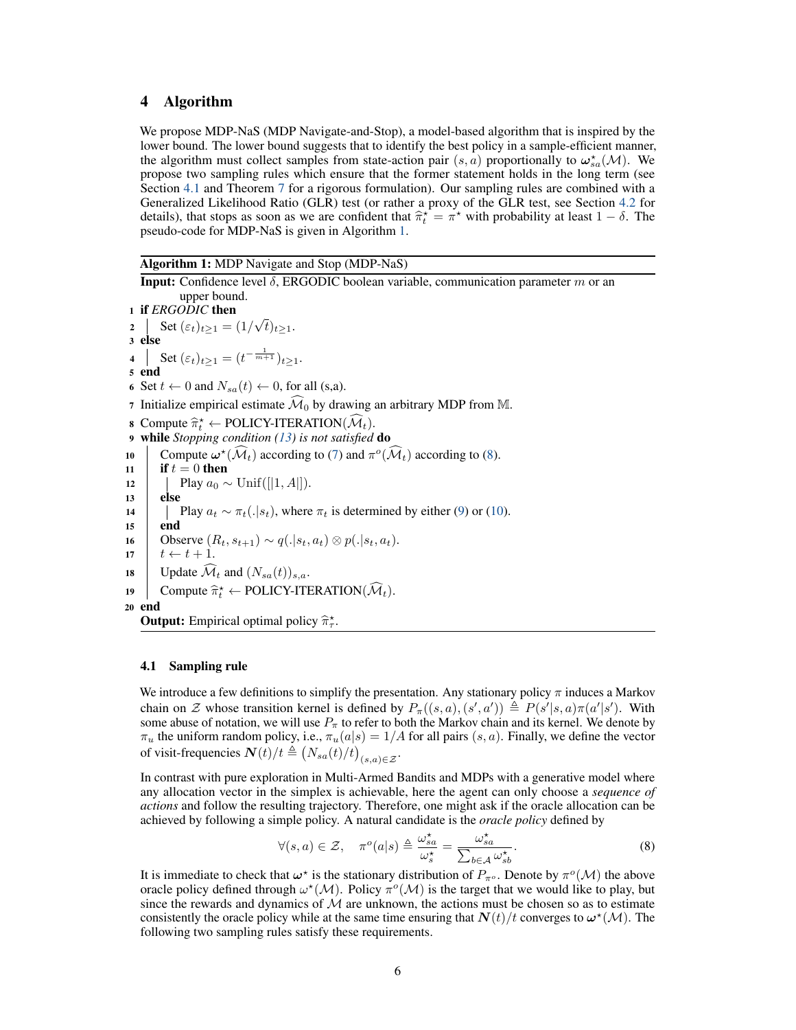## 4 Algorithm

We propose MDP-NaS (MDP Navigate-and-Stop), a model-based algorithm that is inspired by the lower bound. The lower bound suggests that to identify the best policy in a sample-efficient manner, the algorithm must collect samples from state-action pair $(s, a)$ proportionally to $\boldsymbol{\omega}^\star_{sa}(\mathcal{M})$. We propose two sampling rules which ensure that the former statement holds in the long term (see Section 4.1 and Theorem 7 for a rigorous formulation). Our sampling rules are combined with a Generalized Likelihood Ratio (GLR) test (or rather a proxy of the GLR test, see Section 4.2 for details), that stops as soon as we are confident that $\widehat{\pi}^\star_t = \pi^\star$ with probability at least $1 - \delta$. The pseudo-code for MDP-NaS is given in Algorithm 1.

**Algorithm 1:** MDP Navigate and Stop (MDP-NaS)

**Input:** Confidence level $\delta$, ERGODIC boolean variable, communication parameter $m$ or an upper bound.

```
1  if ERGODIC then
2  |   Set (ε_t)_{t≥1} = (1/√t)_{t≥1}.
3  else
4  |   Set (ε_t)_{t≥1} = (t^{-1/(m+1)})_{t≥1}.
5  end
6  Set t ← 0 and N_sa(t) ← 0, for all (s,a).
7  Initialize empirical estimate M̂_0 by drawing an arbitrary MDP from 𝕄.
8  Compute π̂*_t ← POLICY-ITERATION(M̂_t).
9  while Stopping condition (13) is not satisfied do
10 |   Compute ω*(M̂_t) according to (7) and π^o(M̂_t) according to (8).
11 |   if t = 0 then
12 |   |   Play a_0 ~ Unif([|1, A|]).
13 |   else
14 |   |   Play a_t ~ π_t(.|s_t), where π_t is determined by either (9) or (10).
15 |   end
16 |   Observe (R_t, s_{t+1}) ~ q(.|s_t, a_t) ⊗ p(.|s_t, a_t).
17 |   t ← t + 1.
18 |   Update M̂_t and (N_sa(t))_{s,a}.
19 |   Compute π̂*_t ← POLICY-ITERATION(M̂_t).
20 end
```

**Output:** Empirical optimal policy $\widehat{\pi}^\star_\tau$.

### 4.1 Sampling rule

We introduce a few definitions to simplify the presentation. Any stationary policy $\pi$ induces a Markov chain on $\mathcal{Z}$ whose transition kernel is defined by $P_\pi((s, a), (s', a')) \triangleq P(s'|s, a)\pi(a'|s')$. With some abuse of notation, we will use $P_\pi$ to refer to both the Markov chain and its kernel. We denote by $\pi_u$ the uniform random policy, i.e., $\pi_u(a|s) = 1/A$ for all pairs $(s, a)$. Finally, we define the vector of visit-frequencies $\boldsymbol{N}(t)/t \triangleq \left(N_{sa}(t)/t\right)_{(s,a)\in\mathcal{Z}}$.

In contrast with pure exploration in Multi-Armed Bandits and MDPs with a generative model where any allocation vector in the simplex is achievable, here the agent can only choose a *sequence of actions* and follow the resulting trajectory. Therefore, one might ask if the oracle allocation can be achieved by following a simple policy. A natural candidate is the *oracle policy* defined by

$$\forall (s, a) \in \mathcal{Z}, \quad \pi^o(a|s) \triangleq \frac{\omega^\star_{sa}}{\omega^\star_s} = \frac{\omega^\star_{sa}}{\sum_{b\in\mathcal{A}} \omega^\star_{sb}}. \tag{8}$$

It is immediate to check that $\boldsymbol{\omega}^\star$ is the stationary distribution of $P_{\pi^o}$. Denote by $\pi^o(\mathcal{M})$ the above oracle policy defined through $\omega^\star(\mathcal{M})$. Policy $\pi^o(\mathcal{M})$ is the target that we would like to play, but since the rewards and dynamics of $\mathcal{M}$ are unknown, the actions must be chosen so as to estimate consistently the oracle policy while at the same time ensuring that $\boldsymbol{N}(t)/t$ converges to $\boldsymbol{\omega}^\star(\mathcal{M})$. The following two sampling rules satisfy these requirements.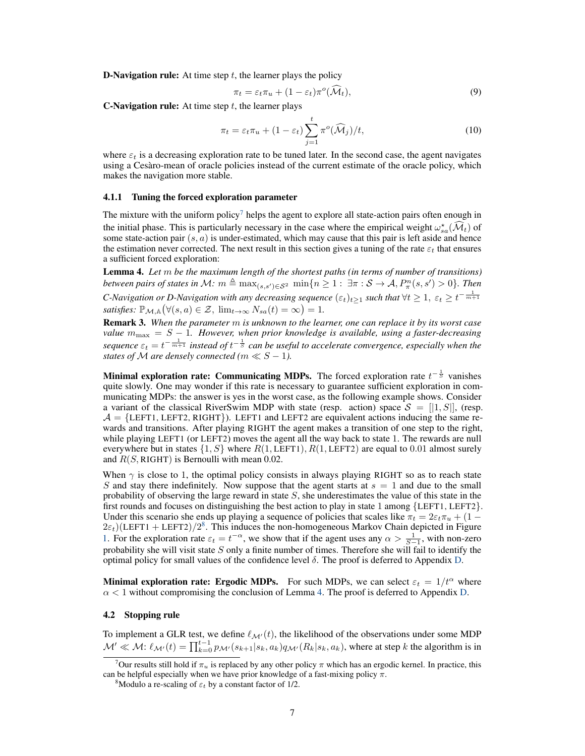**D-Navigation rule:** At time step $t$, the learner plays the policy

$$\pi_t = \varepsilon_t \pi_u + (1-\varepsilon_t)\pi^o(\widehat{\mathcal{M}}_t), \tag{9}$$

**C-Navigation rule:** At time step $t$, the learner plays

$$\pi_t = \varepsilon_t \pi_u + (1-\varepsilon_t)\sum_{j=1}^{t} \pi^o(\widehat{\mathcal{M}}_j)/t, \tag{10}$$

where $\varepsilon_t$ is a decreasing exploration rate to be tuned later. In the second case, the agent navigates using a Cesàro-mean of oracle policies instead of the current estimate of the oracle policy, which makes the navigation more stable.

#### 4.1.1 Tuning the forced exploration parameter

The mixture with the uniform policy[7] helps the agent to explore all state-action pairs often enough in the initial phase. This is particularly necessary in the case where the empirical weight $\omega^\star_{sa}(\widehat{\mathcal{M}}_t)$ of some state-action pair $(s,a)$ is under-estimated, which may cause that this pair is left aside and hence the estimation never corrected. The next result in this section gives a tuning of the rate $\varepsilon_t$ that ensures a sufficient forced exploration:

**Lemma 4.** *Let $m$ be the maximum length of the shortest paths (in terms of number of transitions) between pairs of states in $\mathcal{M}$: $m \triangleq \max_{(s,s')\in\mathcal{S}^2} \min\{n \geq 1 : \exists \pi : \mathcal{S}\to\mathcal{A}, P^n_\pi(s,s') > 0\}$. Then C-Navigation or D-Navigation with any decreasing sequence $(\varepsilon_t)_{t\geq 1}$ such that $\forall t \geq 1,\ \varepsilon_t \geq t^{-\frac{1}{m+1}}$ satisfies: $\mathbb{P}_{\mathcal{M},\mathbb{A}}\big(\forall (s,a)\in\mathcal{Z},\ \lim_{t\to\infty} N_{sa}(t) = \infty\big) = 1$.*

**Remark 3.** *When the parameter $m$ is unknown to the learner, one can replace it by its worst case value $m_{\max} = S-1$. However, when prior knowledge is available, using a faster-decreasing sequence $\varepsilon_t = t^{-\frac{1}{m+1}}$ instead of $t^{-\frac{1}{S}}$ can be useful to accelerate convergence, especially when the states of $\mathcal{M}$ are densely connected ($m \ll S-1$).*

**Minimal exploration rate: Communicating MDPs.** The forced exploration rate $t^{-\frac{1}{S}}$ vanishes quite slowly. One may wonder if this rate is necessary to guarantee sufficient exploration in communicating MDPs: the answer is yes in the worst case, as the following example shows. Consider a variant of the classical RiverSwim MDP with state (resp. action) space $\mathcal{S} = [|1,S|]$, (resp. $\mathcal{A} = \{\text{LEFT1}, \text{LEFT2}, \text{RIGHT}\}$). LEFT1 and LEFT2 are equivalent actions inducing the same rewards and transitions. After playing RIGHT the agent makes a transition of one step to the right, while playing LEFT1 (or LEFT2) moves the agent all the way back to state 1. The rewards are null everywhere but in states $\{1,S\}$ where $R(1,\text{LEFT1}), R(1,\text{LEFT2})$ are equal to $0.01$ almost surely and $R(S,\text{RIGHT})$ is Bernoulli with mean 0.02.

When $\gamma$ is close to 1, the optimal policy consists in always playing RIGHT so as to reach state $S$ and stay there indefinitely. Now suppose that the agent starts at $s=1$ and due to the small probability of observing the large reward in state $S$, she underestimates the value of this state in the first rounds and focuses on distinguishing the best action to play in state 1 among $\{\text{LEFT1}, \text{LEFT2}\}$. Under this scenario she ends up playing a sequence of policies that scales like $\pi_t = 2\varepsilon_t\pi_u + (1-2\varepsilon_t)(\text{LEFT1}+\text{LEFT2})/2$[8]. This induces the non-homogeneous Markov Chain depicted in Figure 1. For the exploration rate $\varepsilon_t = t^{-\alpha}$, we show that if the agent uses any $\alpha > \frac{1}{S-1}$, with non-zero probability she will visit state $S$ only a finite number of times. Therefore she will fail to identify the optimal policy for small values of the confidence level $\delta$. The proof is deferred to Appendix D.

**Minimal exploration rate: Ergodic MDPs.** For such MDPs, we can select $\varepsilon_t = 1/t^\alpha$ where $\alpha < 1$ without compromising the conclusion of Lemma 4. The proof is deferred to Appendix D.

### 4.2 Stopping rule

To implement a GLR test, we define $\ell_{\mathcal{M}'}(t)$, the likelihood of the observations under some MDP $\mathcal{M}' \ll \mathcal{M}$: $\ell_{\mathcal{M}'}(t) = \prod_{k=0}^{t-1} p_{\mathcal{M}'}(s_{k+1}|s_k,a_k)q_{\mathcal{M}'}(R_k|s_k,a_k)$, where at step $k$ the algorithm is in

[7] Our results still hold if $\pi_u$ is replaced by any other policy $\pi$ which has an ergodic kernel. In practice, this can be helpful especially when we have prior knowledge of a fast-mixing policy $\pi$.

[8] Modulo a re-scaling of $\varepsilon_t$ by a constant factor of 1/2.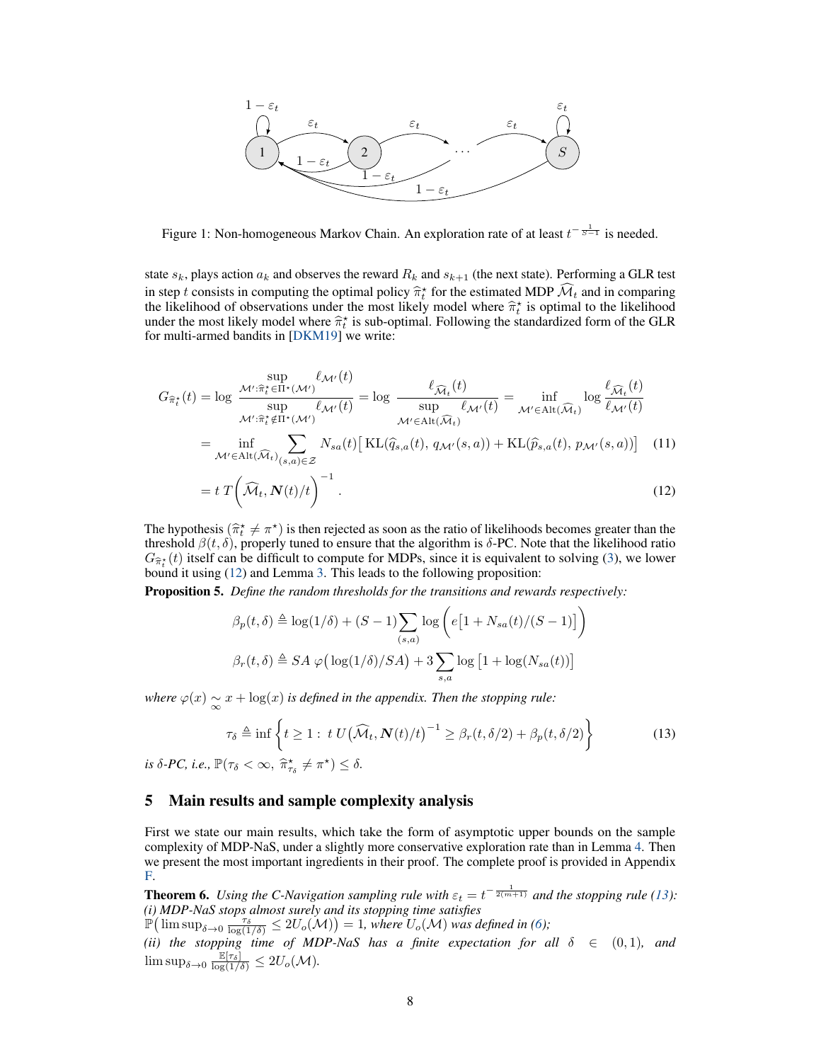Figure 1: Non-homogeneous Markov Chain. An exploration rate of at least $t^{-\frac{1}{S-1}}$ is needed.

state $s_k$, plays action $a_k$ and observes the reward $R_k$ and $s_{k+1}$ (the next state). Performing a GLR test in step $t$ consists in computing the optimal policy $\widehat{\pi}_t^\star$ for the estimated MDP $\widehat{\mathcal{M}}_t$ and in comparing the likelihood of observations under the most likely model where $\widehat{\pi}_t^\star$ is optimal to the likelihood under the most likely model where $\widehat{\pi}_t^\star$ is sub-optimal. Following the standardized form of the GLR for multi-armed bandits in [DKM19] we write:

$$
\begin{aligned}
G_{\widehat{\pi}_t^\star}(t) &= \log \frac{\sup\limits_{\mathcal{M}':\widehat{\pi}_t^\star \in \Pi^\star(\mathcal{M}')} \ell_{\mathcal{M}'}(t)}{\sup\limits_{\mathcal{M}':\widehat{\pi}_t^\star \notin \Pi^\star(\mathcal{M}')} \ell_{\mathcal{M}'}(t)} = \log \frac{\ell_{\widehat{\mathcal{M}}_t}(t)}{\sup\limits_{\mathcal{M}' \in \mathrm{Alt}(\widehat{\mathcal{M}}_t)} \ell_{\mathcal{M}'}(t)} = \inf_{\mathcal{M}' \in \mathrm{Alt}(\widehat{\mathcal{M}}_t)} \log \frac{\ell_{\widehat{\mathcal{M}}_t}(t)}{\ell_{\mathcal{M}'}(t)} \\
&= \inf_{\mathcal{M}' \in \mathrm{Alt}(\widehat{\mathcal{M}}_t)} \sum_{(s,a)\in\mathcal{Z}} N_{sa}(t) \big[ \mathrm{KL}(\widehat{q}_{s,a}(t),\, q_{\mathcal{M}'}(s,a)) + \mathrm{KL}(\widehat{p}_{s,a}(t),\, p_{\mathcal{M}'}(s,a)) \big] \qquad (11) \\
&= t\, T\Big(\widehat{\mathcal{M}}_t, \boldsymbol{N}(t)/t\Big)^{-1}. \qquad (12)
\end{aligned}
$$

The hypothesis $(\widehat{\pi}_t^\star \neq \pi^\star)$ is then rejected as soon as the ratio of likelihoods becomes greater than the threshold $\beta(t,\delta)$, properly tuned to ensure that the algorithm is $\delta$-PC. Note that the likelihood ratio $G_{\widehat{\pi}_t^\star}(t)$ itself can be difficult to compute for MDPs, since it is equivalent to solving (3), we lower bound it using (12) and Lemma 3. This leads to the following proposition:

**Proposition 5.** *Define the random thresholds for the transitions and rewards respectively:*

$$
\beta_p(t,\delta) \triangleq \log(1/\delta) + (S-1)\sum_{(s,a)} \log\Big(e\big[1 + N_{sa}(t)/(S-1)\big]\Big)
$$

$$
\beta_r(t,\delta) \triangleq SA\,\varphi\big(\log(1/\delta)/SA\big) + 3\sum_{s,a} \log\big[1 + \log(N_{sa}(t))\big]
$$

*where $\varphi(x) \underset{\infty}{\sim} x + \log(x)$ is defined in the appendix. Then the stopping rule:*

$$
\tau_\delta \triangleq \inf\Big\{ t \geq 1 :\ t\, U\big(\widehat{\mathcal{M}}_t, \boldsymbol{N}(t)/t\big)^{-1} \geq \beta_r(t,\delta/2) + \beta_p(t,\delta/2) \Big\} \qquad (13)
$$

*is $\delta$-PC, i.e., $\mathbb{P}(\tau_\delta < \infty,\ \widehat{\pi}_{\tau_\delta}^\star \neq \pi^\star) \leq \delta$.*

## 5 Main results and sample complexity analysis

First we state our main results, which take the form of asymptotic upper bounds on the sample complexity of MDP-NaS, under a slightly more conservative exploration rate than in Lemma 4. Then we present the most important ingredients in their proof. The complete proof is provided in Appendix F.

**Theorem 6.** *Using the C-Navigation sampling rule with $\varepsilon_t = t^{-\frac{1}{2(m+1)}}$ and the stopping rule (13):*
*(i) MDP-NaS stops almost surely and its stopping time satisfies* $\mathbb{P}\big(\limsup_{\delta\to 0} \frac{\tau_\delta}{\log(1/\delta)} \leq 2U_o(\mathcal{M})\big) = 1$, *where $U_o(\mathcal{M})$ was defined in (6);*
*(ii) the stopping time of MDP-NaS has a finite expectation for all $\delta \in (0,1)$, and* $\limsup_{\delta\to 0} \frac{\mathbb{E}[\tau_\delta]}{\log(1/\delta)} \leq 2U_o(\mathcal{M})$.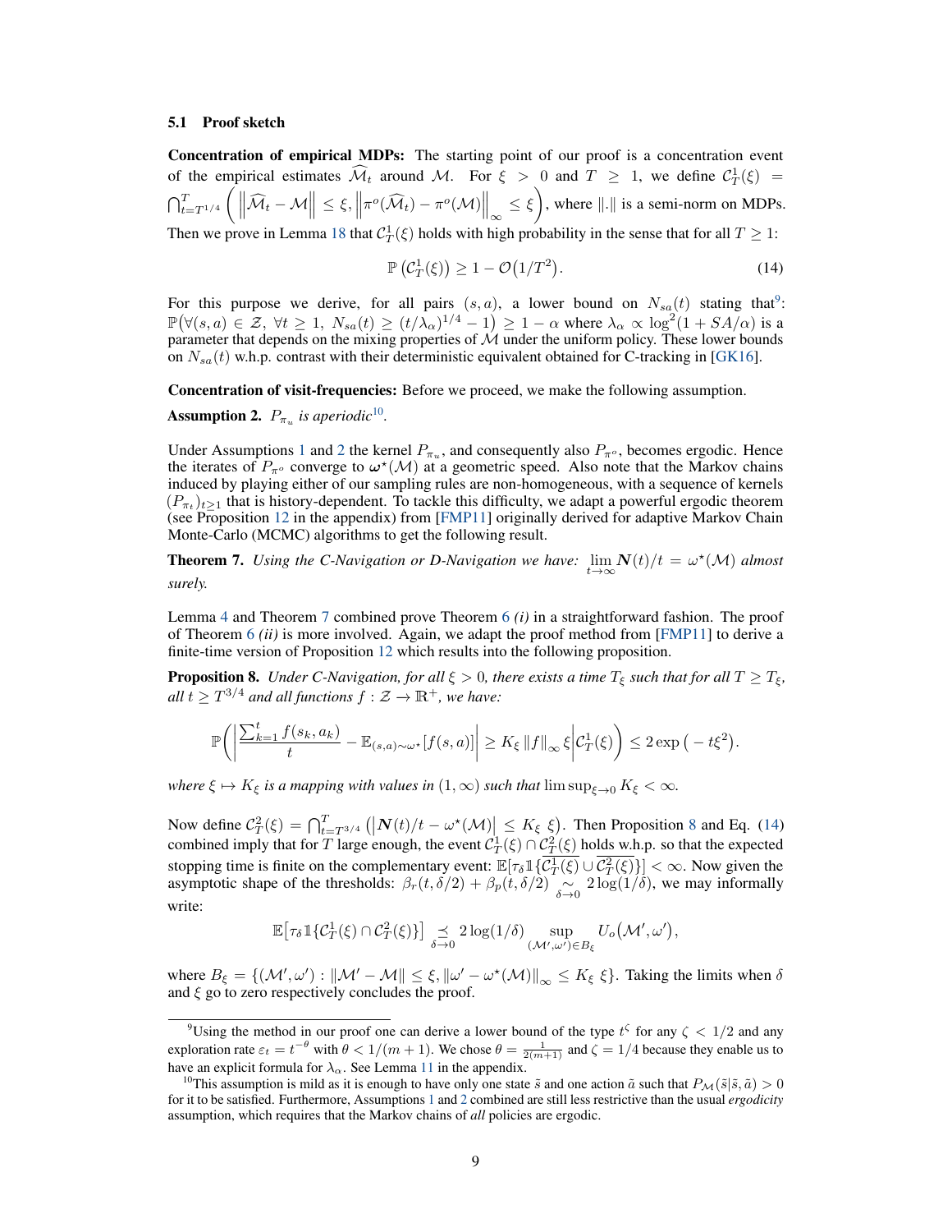### 5.1 Proof sketch

**Concentration of empirical MDPs:** The starting point of our proof is a concentration event of the empirical estimates $\widehat{\mathcal{M}}_t$ around $\mathcal{M}$. For $\xi > 0$ and $T \geq 1$, we define $\mathcal{C}_T^1(\xi) = \bigcap_{t=T^{1/4}}^{T} \left( \left\| \widehat{\mathcal{M}}_t - \mathcal{M} \right\| \leq \xi, \left\| \pi^o(\widehat{\mathcal{M}}_t) - \pi^o(\mathcal{M}) \right\|_\infty \leq \xi \right)$, where $\|.\|$ is a semi-norm on MDPs. Then we prove in Lemma 18 that $\mathcal{C}_T^1(\xi)$ holds with high probability in the sense that for all $T \geq 1$:

$$\mathbb{P}\left(\mathcal{C}_T^1(\xi)\right) \geq 1 - \mathcal{O}\big(1/T^2\big). \tag{14}$$

For this purpose we derive, for all pairs $(s,a)$, a lower bound on $N_{sa}(t)$ stating that[9]: $\mathbb{P}\big(\forall (s,a) \in \mathcal{Z},\ \forall t \geq 1,\ N_{sa}(t) \geq (t/\lambda_\alpha)^{1/4} - 1\big) \geq 1 - \alpha$ where $\lambda_\alpha \propto \log^2(1 + SA/\alpha)$ is a parameter that depends on the mixing properties of $\mathcal{M}$ under the uniform policy. These lower bounds on $N_{sa}(t)$ w.h.p. contrast with their deterministic equivalent obtained for C-tracking in [GK16].

**Concentration of visit-frequencies:** Before we proceed, we make the following assumption.

**Assumption 2.** *$P_{\pi_u}$ is aperiodic*[10]*.*

Under Assumptions 1 and 2 the kernel $P_{\pi_u}$, and consequently also $P_{\pi^o}$, becomes ergodic. Hence the iterates of $P_{\pi^o}$ converge to $\boldsymbol{\omega}^\star(\mathcal{M})$ at a geometric speed. Also note that the Markov chains induced by playing either of our sampling rules are non-homogeneous, with a sequence of kernels $(P_{\pi_t})_{t \geq 1}$ that is history-dependent. To tackle this difficulty, we adapt a powerful ergodic theorem (see Proposition 12 in the appendix) from [FMP11] originally derived for adaptive Markov Chain Monte-Carlo (MCMC) algorithms to get the following result.

**Theorem 7.** *Using the C-Navigation or D-Navigation we have: $\lim_{t \to \infty} \boldsymbol{N}(t)/t = \omega^\star(\mathcal{M})$ almost surely.*

Lemma 4 and Theorem 7 combined prove Theorem 6 *(i)* in a straightforward fashion. The proof of Theorem 6 *(ii)* is more involved. Again, we adapt the proof method from [FMP11] to derive a finite-time version of Proposition 12 which results into the following proposition.

**Proposition 8.** *Under C-Navigation, for all $\xi > 0$, there exists a time $T_\xi$ such that for all $T \geq T_\xi$, all $t \geq T^{3/4}$ and all functions $f : \mathcal{Z} \to \mathbb{R}^+$, we have:*

$$\mathbb{P}\left( \left| \frac{\sum_{k=1}^{t} f(s_k, a_k)}{t} - \mathbb{E}_{(s,a)\sim\omega^\star}[f(s,a)] \right| \geq K_\xi \|f\|_\infty \xi \middle| \mathcal{C}_T^1(\xi) \right) \leq 2\exp\big(-t\xi^2\big).$$

*where $\xi \mapsto K_\xi$ is a mapping with values in $(1, \infty)$ such that $\limsup_{\xi \to 0} K_\xi < \infty$.*

Now define $\mathcal{C}_T^2(\xi) = \bigcap_{t=T^{3/4}}^{T} \big( \left| \boldsymbol{N}(t)/t - \omega^\star(\mathcal{M}) \right| \leq K_\xi\ \xi \big)$. Then Proposition 8 and Eq. (14) combined imply that for $T$ large enough, the event $\mathcal{C}_T^1(\xi) \cap \mathcal{C}_T^2(\xi)$ holds w.h.p. so that the expected stopping time is finite on the complementary event: $\mathbb{E}\big[\tau_\delta \mathbb{1}\{\overline{\mathcal{C}_T^1(\xi)} \cup \overline{\mathcal{C}_T^2(\xi)}\}\big] < \infty$. Now given the asymptotic shape of the thresholds: $\beta_r(t, \delta/2) + \beta_p(t, \delta/2) \underset{\delta \to 0}{\sim} 2\log(1/\delta)$, we may informally write:

$$\mathbb{E}\big[\tau_\delta \mathbb{1}\{\mathcal{C}_T^1(\xi) \cap \mathcal{C}_T^2(\xi)\}\big] \underset{\delta \to 0}{\preceq} 2\log(1/\delta) \sup_{(\mathcal{M}', \omega') \in B_\xi} U_o\big(\mathcal{M}', \omega'\big),$$

where $B_\xi = \{(\mathcal{M}', \omega') : \|\mathcal{M}' - \mathcal{M}\| \leq \xi, \|\omega' - \omega^\star(\mathcal{M})\|_\infty \leq K_\xi\ \xi\}$. Taking the limits when $\delta$ and $\xi$ go to zero respectively concludes the proof.

---

[9] Using the method in our proof one can derive a lower bound of the type $t^\zeta$ for any $\zeta < 1/2$ and any exploration rate $\varepsilon_t = t^{-\theta}$ with $\theta < 1/(m+1)$. We chose $\theta = \frac{1}{2(m+1)}$ and $\zeta = 1/4$ because they enable us to have an explicit formula for $\lambda_\alpha$. See Lemma 11 in the appendix.

[10] This assumption is mild as it is enough to have only one state $\tilde{s}$ and one action $\tilde{a}$ such that $P_{\mathcal{M}}(\tilde{s}|\tilde{s}, \tilde{a}) > 0$ for it to be satisfied. Furthermore, Assumptions 1 and 2 combined are still less restrictive than the usual *ergodicity* assumption, which requires that the Markov chains of *all* policies are ergodic.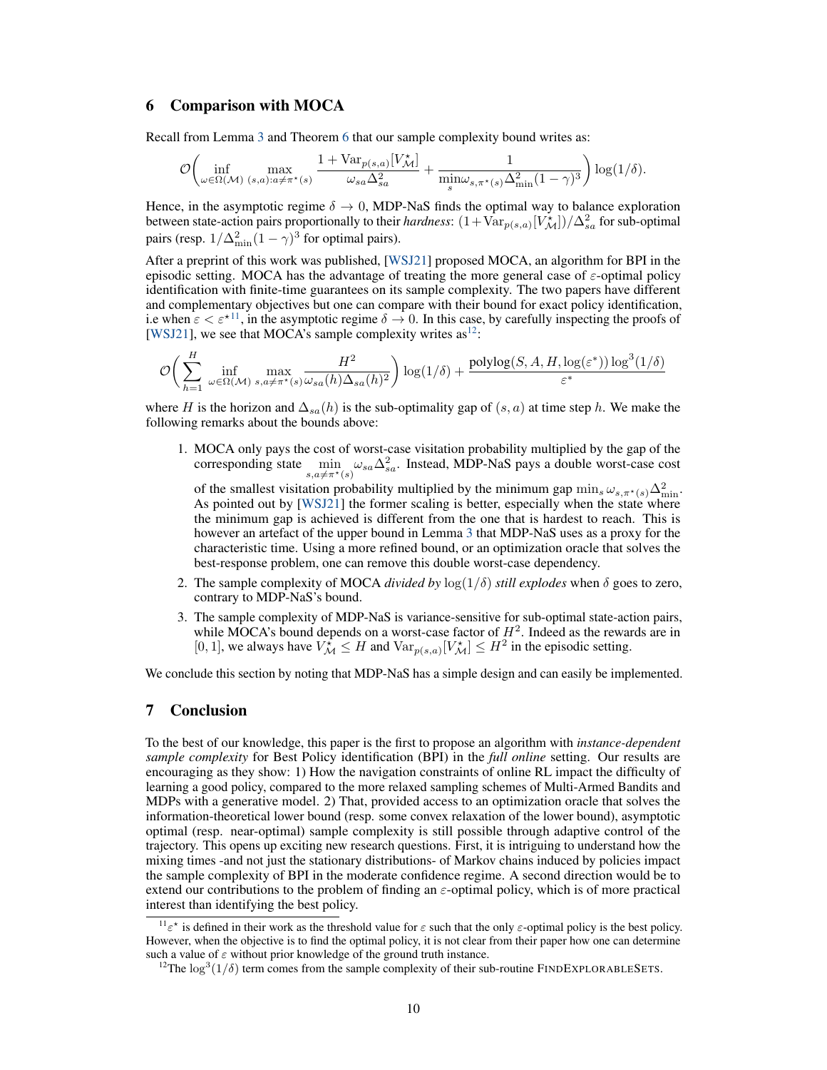## 6 Comparison with MOCA

Recall from Lemma 3 and Theorem 6 that our sample complexity bound writes as:

$$\mathcal{O}\bigg(\inf_{\omega\in\Omega(\mathcal{M})}\max_{(s,a):a\neq\pi^\star(s)} \frac{1+\mathrm{Var}_{p(s,a)}[V^\star_{\mathcal{M}}]}{\omega_{sa}\Delta_{sa}^2} + \frac{1}{\min\limits_{s}\omega_{s,\pi^\star(s)}\Delta_{\min}^2(1-\gamma)^3}\bigg)\log(1/\delta).$$

Hence, in the asymptotic regime $\delta\to 0$, MDP-NaS finds the optimal way to balance exploration between state-action pairs proportionally to their *hardness*: $(1+\mathrm{Var}_{p(s,a)}[V^\star_{\mathcal{M}}])/\Delta_{sa}^2$ for sub-optimal pairs (resp. $1/\Delta_{\min}^2(1-\gamma)^3$ for optimal pairs).

After a preprint of this work was published, [WSJ21] proposed MOCA, an algorithm for BPI in the episodic setting. MOCA has the advantage of treating the more general case of $\varepsilon$-optimal policy identification with finite-time guarantees on its sample complexity. The two papers have different and complementary objectives but one can compare with their bound for exact policy identification, i.e when $\varepsilon<\varepsilon^\star$[11], in the asymptotic regime $\delta\to 0$. In this case, by carefully inspecting the proofs of [WSJ21], we see that MOCA's sample complexity writes as[12]:

$$\mathcal{O}\bigg(\sum_{h=1}^{H}\inf_{\omega\in\Omega(\mathcal{M})}\max_{s,a\neq\pi^\star(s)}\frac{H^2}{\omega_{sa}(h)\Delta_{sa}(h)^2}\bigg)\log(1/\delta) + \frac{\mathrm{polylog}(S,A,H,\log(\varepsilon^*))\log^3(1/\delta)}{\varepsilon^*}$$

where $H$ is the horizon and $\Delta_{sa}(h)$ is the sub-optimality gap of $(s,a)$ at time step $h$. We make the following remarks about the bounds above:

1. MOCA only pays the cost of worst-case visitation probability multiplied by the gap of the corresponding state $\min\limits_{s,a\neq\pi^\star(s)}\omega_{sa}\Delta_{sa}^2$. Instead, MDP-NaS pays a double worst-case cost of the smallest visitation probability multiplied by the minimum gap $\min_s\omega_{s,\pi^\star(s)}\Delta_{\min}^2$. As pointed out by [WSJ21] the former scaling is better, especially when the state where the minimum gap is achieved is different from the one that is hardest to reach. This is however an artefact of the upper bound in Lemma 3 that MDP-NaS uses as a proxy for the characteristic time. Using a more refined bound, or an optimization oracle that solves the best-response problem, one can remove this double worst-case dependency.
2. The sample complexity of MOCA *divided by* $\log(1/\delta)$ *still explodes* when $\delta$ goes to zero, contrary to MDP-NaS's bound.
3. The sample complexity of MDP-NaS is variance-sensitive for sub-optimal state-action pairs, while MOCA's bound depends on a worst-case factor of $H^2$. Indeed as the rewards are in $[0,1]$, we always have $V^\star_{\mathcal{M}}\leq H$ and $\mathrm{Var}_{p(s,a)}[V^\star_{\mathcal{M}}]\leq H^2$ in the episodic setting.

We conclude this section by noting that MDP-NaS has a simple design and can easily be implemented.

## 7 Conclusion

To the best of our knowledge, this paper is the first to propose an algorithm with *instance-dependent sample complexity* for Best Policy identification (BPI) in the *full online* setting. Our results are encouraging as they show: 1) How the navigation constraints of online RL impact the difficulty of learning a good policy, compared to the more relaxed sampling schemes of Multi-Armed Bandits and MDPs with a generative model. 2) That, provided access to an optimization oracle that solves the information-theoretical lower bound (resp. some convex relaxation of the lower bound), asymptotic optimal (resp. near-optimal) sample complexity is still possible through adaptive control of the trajectory. This opens up exciting new research questions. First, it is intriguing to understand how the mixing times -and not just the stationary distributions- of Markov chains induced by policies impact the sample complexity of BPI in the moderate confidence regime. A second direction would be to extend our contributions to the problem of finding an $\varepsilon$-optimal policy, which is of more practical interest than identifying the best policy.

[11] $\varepsilon^\star$ is defined in their work as the threshold value for $\varepsilon$ such that the only $\varepsilon$-optimal policy is the best policy. However, when the objective is to find the optimal policy, it is not clear from their paper how one can determine such a value of $\varepsilon$ without prior knowledge of the ground truth instance.

[12] The $\log^3(1/\delta)$ term comes from the sample complexity of their sub-routine FINDEXPLORABLESETS.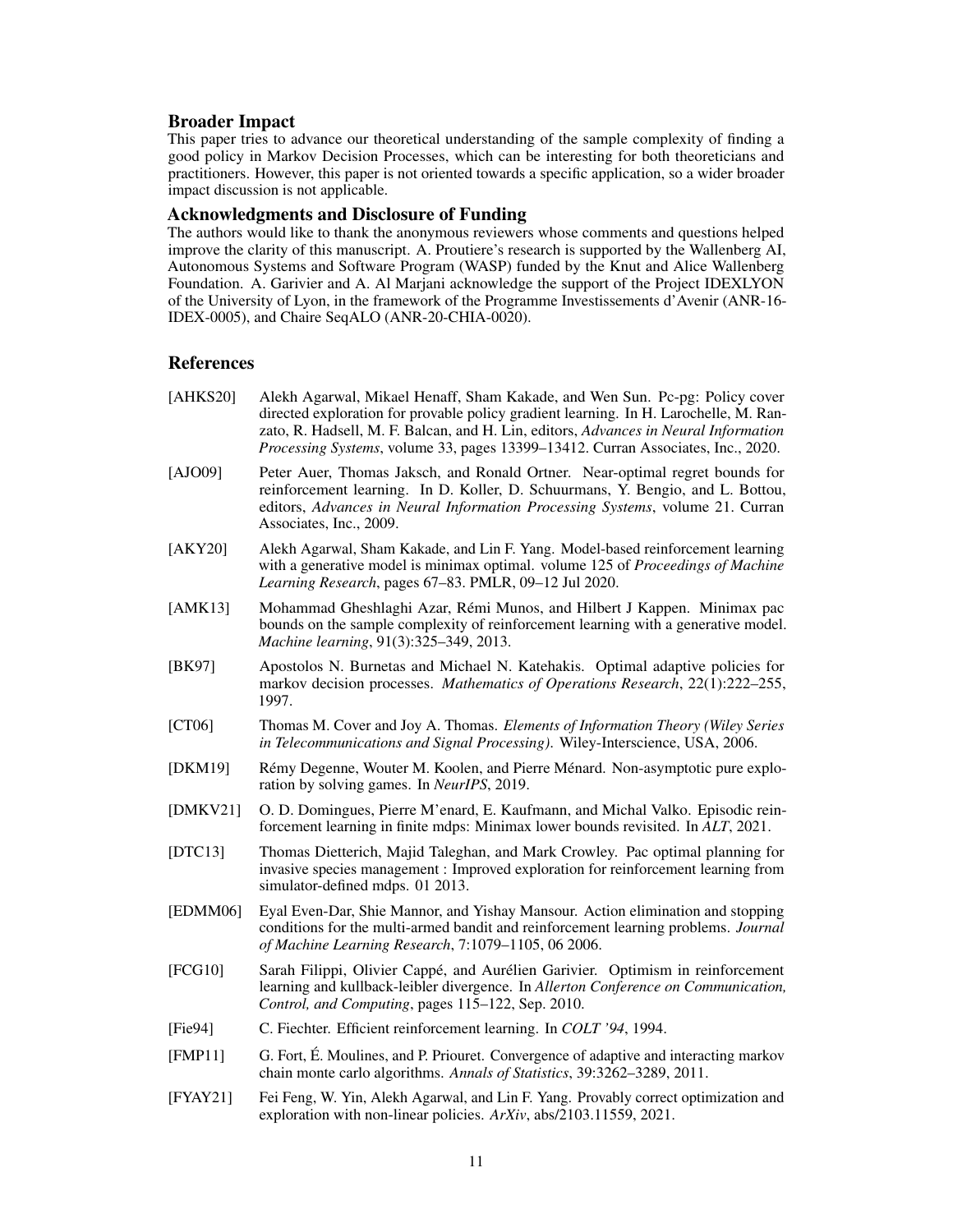## Broader Impact

This paper tries to advance our theoretical understanding of the sample complexity of finding a good policy in Markov Decision Processes, which can be interesting for both theoreticians and practitioners. However, this paper is not oriented towards a specific application, so a wider broader impact discussion is not applicable.

## Acknowledgments and Disclosure of Funding

The authors would like to thank the anonymous reviewers whose comments and questions helped improve the clarity of this manuscript. A. Proutiere's research is supported by the Wallenberg AI, Autonomous Systems and Software Program (WASP) funded by the Knut and Alice Wallenberg Foundation. A. Garivier and A. Al Marjani acknowledge the support of the Project IDEXLYON of the University of Lyon, in the framework of the Programme Investissements d'Avenir (ANR-16-IDEX-0005), and Chaire SeqALO (ANR-20-CHIA-0020).

## References

[AHKS20] Alekh Agarwal, Mikael Henaff, Sham Kakade, and Wen Sun. Pc-pg: Policy cover directed exploration for provable policy gradient learning. In H. Larochelle, M. Ranzato, R. Hadsell, M. F. Balcan, and H. Lin, editors, *Advances in Neural Information Processing Systems*, volume 33, pages 13399–13412. Curran Associates, Inc., 2020.

[AJO09] Peter Auer, Thomas Jaksch, and Ronald Ortner. Near-optimal regret bounds for reinforcement learning. In D. Koller, D. Schuurmans, Y. Bengio, and L. Bottou, editors, *Advances in Neural Information Processing Systems*, volume 21. Curran Associates, Inc., 2009.

[AKY20] Alekh Agarwal, Sham Kakade, and Lin F. Yang. Model-based reinforcement learning with a generative model is minimax optimal. volume 125 of *Proceedings of Machine Learning Research*, pages 67–83. PMLR, 09–12 Jul 2020.

[AMK13] Mohammad Gheshlaghi Azar, Rémi Munos, and Hilbert J Kappen. Minimax pac bounds on the sample complexity of reinforcement learning with a generative model. *Machine learning*, 91(3):325–349, 2013.

[BK97] Apostolos N. Burnetas and Michael N. Katehakis. Optimal adaptive policies for markov decision processes. *Mathematics of Operations Research*, 22(1):222–255, 1997.

[CT06] Thomas M. Cover and Joy A. Thomas. *Elements of Information Theory (Wiley Series in Telecommunications and Signal Processing)*. Wiley-Interscience, USA, 2006.

[DKM19] Rémy Degenne, Wouter M. Koolen, and Pierre Ménard. Non-asymptotic pure exploration by solving games. In *NeurIPS*, 2019.

[DMKV21] O. D. Domingues, Pierre M'enard, E. Kaufmann, and Michal Valko. Episodic reinforcement learning in finite mdps: Minimax lower bounds revisited. In *ALT*, 2021.

[DTC13] Thomas Dietterich, Majid Taleghan, and Mark Crowley. Pac optimal planning for invasive species management : Improved exploration for reinforcement learning from simulator-defined mdps. 01 2013.

[EDMM06] Eyal Even-Dar, Shie Mannor, and Yishay Mansour. Action elimination and stopping conditions for the multi-armed bandit and reinforcement learning problems. *Journal of Machine Learning Research*, 7:1079–1105, 06 2006.

[FCG10] Sarah Filippi, Olivier Cappé, and Aurélien Garivier. Optimism in reinforcement learning and kullback-leibler divergence. In *Allerton Conference on Communication, Control, and Computing*, pages 115–122, Sep. 2010.

[Fie94] C. Fiechter. Efficient reinforcement learning. In *COLT '94*, 1994.

[FMP11] G. Fort, É. Moulines, and P. Priouret. Convergence of adaptive and interacting markov chain monte carlo algorithms. *Annals of Statistics*, 39:3262–3289, 2011.

[FYAY21] Fei Feng, W. Yin, Alekh Agarwal, and Lin F. Yang. Provably correct optimization and exploration with non-linear policies. *ArXiv*, abs/2103.11559, 2021.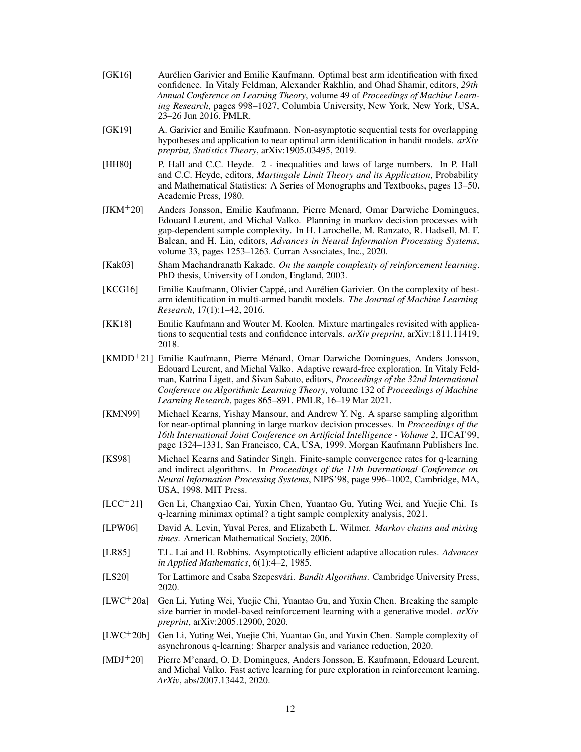[GK16] Aurélien Garivier and Emilie Kaufmann. Optimal best arm identification with fixed confidence. In Vitaly Feldman, Alexander Rakhlin, and Ohad Shamir, editors, *29th Annual Conference on Learning Theory*, volume 49 of *Proceedings of Machine Learning Research*, pages 998–1027, Columbia University, New York, New York, USA, 23–26 Jun 2016. PMLR.

[GK19] A. Garivier and Emilie Kaufmann. Non-asymptotic sequential tests for overlapping hypotheses and application to near optimal arm identification in bandit models. *arXiv preprint, Statistics Theory*, arXiv:1905.03495, 2019.

[HH80] P. Hall and C.C. Heyde. 2 - inequalities and laws of large numbers. In P. Hall and C.C. Heyde, editors, *Martingale Limit Theory and its Application*, Probability and Mathematical Statistics: A Series of Monographs and Textbooks, pages 13–50. Academic Press, 1980.

[JKM+20] Anders Jonsson, Emilie Kaufmann, Pierre Menard, Omar Darwiche Domingues, Edouard Leurent, and Michal Valko. Planning in markov decision processes with gap-dependent sample complexity. In H. Larochelle, M. Ranzato, R. Hadsell, M. F. Balcan, and H. Lin, editors, *Advances in Neural Information Processing Systems*, volume 33, pages 1253–1263. Curran Associates, Inc., 2020.

[Kak03] Sham Machandranath Kakade. *On the sample complexity of reinforcement learning*. PhD thesis, University of London, England, 2003.

[KCG16] Emilie Kaufmann, Olivier Cappé, and Aurélien Garivier. On the complexity of best-arm identification in multi-armed bandit models. *The Journal of Machine Learning Research*, 17(1):1–42, 2016.

[KK18] Emilie Kaufmann and Wouter M. Koolen. Mixture martingales revisited with applications to sequential tests and confidence intervals. *arXiv preprint*, arXiv:1811.11419, 2018.

[KMDD+21] Emilie Kaufmann, Pierre Ménard, Omar Darwiche Domingues, Anders Jonsson, Edouard Leurent, and Michal Valko. Adaptive reward-free exploration. In Vitaly Feldman, Katrina Ligett, and Sivan Sabato, editors, *Proceedings of the 32nd International Conference on Algorithmic Learning Theory*, volume 132 of *Proceedings of Machine Learning Research*, pages 865–891. PMLR, 16–19 Mar 2021.

[KMN99] Michael Kearns, Yishay Mansour, and Andrew Y. Ng. A sparse sampling algorithm for near-optimal planning in large markov decision processes. In *Proceedings of the 16th International Joint Conference on Artificial Intelligence - Volume 2*, IJCAI'99, page 1324–1331, San Francisco, CA, USA, 1999. Morgan Kaufmann Publishers Inc.

[KS98] Michael Kearns and Satinder Singh. Finite-sample convergence rates for q-learning and indirect algorithms. In *Proceedings of the 11th International Conference on Neural Information Processing Systems*, NIPS'98, page 996–1002, Cambridge, MA, USA, 1998. MIT Press.

[LCC+21] Gen Li, Changxiao Cai, Yuxin Chen, Yuantao Gu, Yuting Wei, and Yuejie Chi. Is q-learning minimax optimal? a tight sample complexity analysis, 2021.

[LPW06] David A. Levin, Yuval Peres, and Elizabeth L. Wilmer. *Markov chains and mixing times*. American Mathematical Society, 2006.

[LR85] T.L. Lai and H. Robbins. Asymptotically efficient adaptive allocation rules. *Advances in Applied Mathematics*, 6(1):4–2, 1985.

[LS20] Tor Lattimore and Csaba Szepesvári. *Bandit Algorithms*. Cambridge University Press, 2020.

[LWC+20a] Gen Li, Yuting Wei, Yuejie Chi, Yuantao Gu, and Yuxin Chen. Breaking the sample size barrier in model-based reinforcement learning with a generative model. *arXiv preprint*, arXiv:2005.12900, 2020.

[LWC+20b] Gen Li, Yuting Wei, Yuejie Chi, Yuantao Gu, and Yuxin Chen. Sample complexity of asynchronous q-learning: Sharper analysis and variance reduction, 2020.

[MDJ+20] Pierre M'enard, O. D. Domingues, Anders Jonsson, E. Kaufmann, Edouard Leurent, and Michal Valko. Fast active learning for pure exploration in reinforcement learning. *ArXiv*, abs/2007.13442, 2020.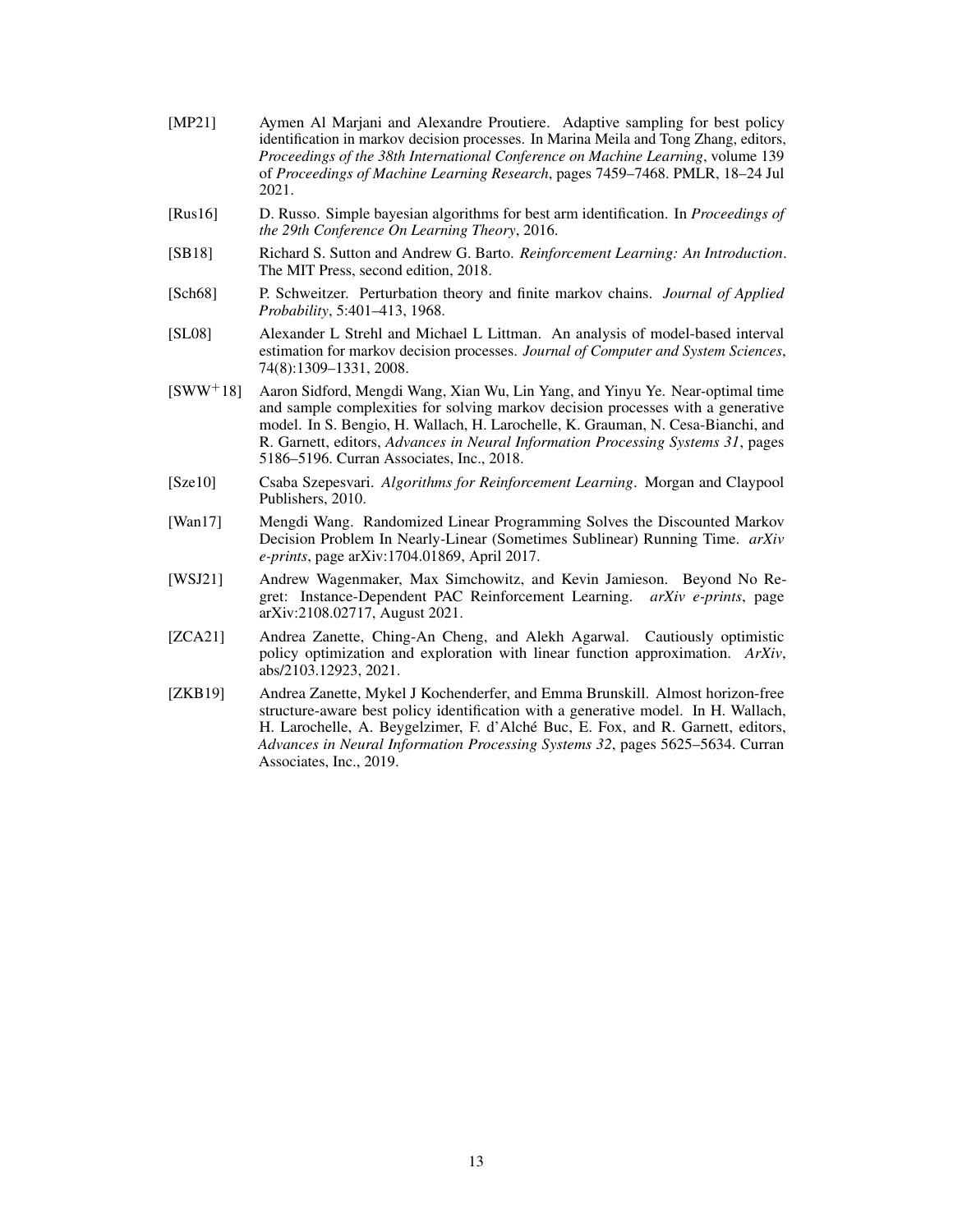[MP21] Aymen Al Marjani and Alexandre Proutiere. Adaptive sampling for best policy identification in markov decision processes. In Marina Meila and Tong Zhang, editors, *Proceedings of the 38th International Conference on Machine Learning*, volume 139 of *Proceedings of Machine Learning Research*, pages 7459–7468. PMLR, 18–24 Jul 2021.

[Rus16] D. Russo. Simple bayesian algorithms for best arm identification. In *Proceedings of the 29th Conference On Learning Theory*, 2016.

[SB18] Richard S. Sutton and Andrew G. Barto. *Reinforcement Learning: An Introduction*. The MIT Press, second edition, 2018.

[Sch68] P. Schweitzer. Perturbation theory and finite markov chains. *Journal of Applied Probability*, 5:401–413, 1968.

[SL08] Alexander L Strehl and Michael L Littman. An analysis of model-based interval estimation for markov decision processes. *Journal of Computer and System Sciences*, 74(8):1309–1331, 2008.

[SWW+18] Aaron Sidford, Mengdi Wang, Xian Wu, Lin Yang, and Yinyu Ye. Near-optimal time and sample complexities for solving markov decision processes with a generative model. In S. Bengio, H. Wallach, H. Larochelle, K. Grauman, N. Cesa-Bianchi, and R. Garnett, editors, *Advances in Neural Information Processing Systems 31*, pages 5186–5196. Curran Associates, Inc., 2018.

[Sze10] Csaba Szepesvari. *Algorithms for Reinforcement Learning*. Morgan and Claypool Publishers, 2010.

[Wan17] Mengdi Wang. Randomized Linear Programming Solves the Discounted Markov Decision Problem In Nearly-Linear (Sometimes Sublinear) Running Time. *arXiv e-prints*, page arXiv:1704.01869, April 2017.

[WSJ21] Andrew Wagenmaker, Max Simchowitz, and Kevin Jamieson. Beyond No Regret: Instance-Dependent PAC Reinforcement Learning. *arXiv e-prints*, page arXiv:2108.02717, August 2021.

[ZCA21] Andrea Zanette, Ching-An Cheng, and Alekh Agarwal. Cautiously optimistic policy optimization and exploration with linear function approximation. *ArXiv*, abs/2103.12923, 2021.

[ZKB19] Andrea Zanette, Mykel J Kochenderfer, and Emma Brunskill. Almost horizon-free structure-aware best policy identification with a generative model. In H. Wallach, H. Larochelle, A. Beygelzimer, F. d'Alché Buc, E. Fox, and R. Garnett, editors, *Advances in Neural Information Processing Systems 32*, pages 5625–5634. Curran Associates, Inc., 2019.